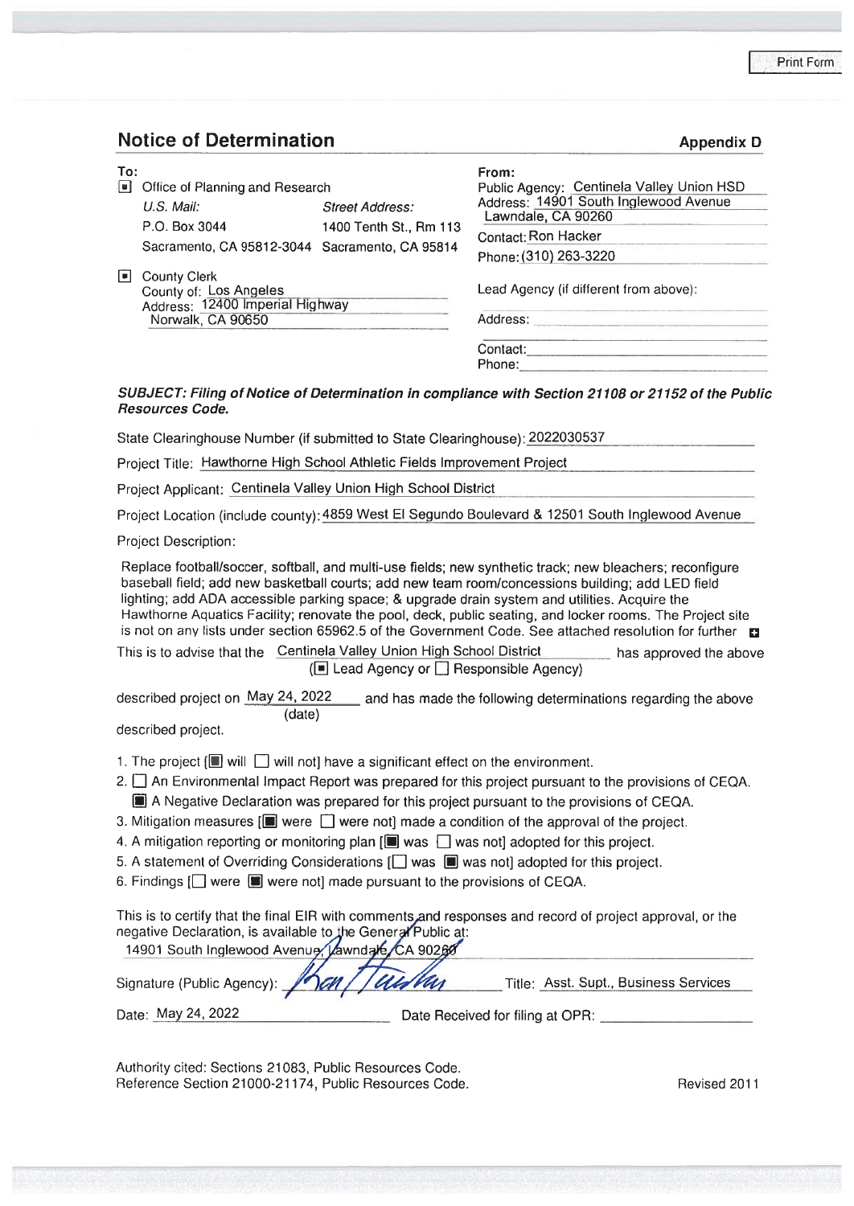# Notice of Determination

**Appendix D**

**To:**

[■] Office of Planning and Research

| U.S. Mail: | Street Address: |
|---|---|
| P.O. Box 3044 | 1400 Tenth St., Rm 113 |
| Sacramento, CA 95812-3044 | Sacramento, CA 95814 |

[■] County Clerk
County of: Los Angeles
Address: 12400 Imperial Highway
Norwalk, CA 90650

**From:**

Public Agency: Centinela Valley Union HSD
Address: 14901 South Inglewood Avenue
Lawndale, CA 90260
Contact: Ron Hacker
Phone: (310) 263-3220

Lead Agency (if different from above):

Address:

Contact:
Phone:

***SUBJECT: Filing of Notice of Determination in compliance with Section 21108 or 21152 of the Public Resources Code.***

State Clearinghouse Number (if submitted to State Clearinghouse): 2022030537

Project Title: Hawthorne High School Athletic Fields Improvement Project

Project Applicant: Centinela Valley Union High School District

Project Location (include county): 4859 West El Segundo Boulevard & 12501 South Inglewood Avenue

Project Description:

Replace football/soccer, softball, and multi-use fields; new synthetic track; new bleachers; reconfigure baseball field; add new basketball courts; add new team room/concessions building; add LED field lighting; add ADA accessible parking space; & upgrade drain system and utilities. Acquire the Hawthorne Aquatics Facility; renovate the pool, deck, public seating, and locker rooms. The Project site is not on any lists under section 65962.5 of the Government Code. See attached resolution for further

This is to advise that the Centinela Valley Union High School District has approved the above
([■] Lead Agency or [ ] Responsible Agency)

described project on May 24, 2022 (date) and has made the following determinations regarding the above described project.

1. The project [■ will [ ] will not] have a significant effect on the environment.
2. [ ] An Environmental Impact Report was prepared for this project pursuant to the provisions of CEQA.
   [■] A Negative Declaration was prepared for this project pursuant to the provisions of CEQA.
3. Mitigation measures [■ were [ ] were not] made a condition of the approval of the project.
4. A mitigation reporting or monitoring plan [■ was [ ] was not] adopted for this project.
5. A statement of Overriding Considerations [[ ] was ■ was not] adopted for this project.
6. Findings [[ ] were ■ were not] made pursuant to the provisions of CEQA.

This is to certify that the final EIR with comments and responses and record of project approval, or the negative Declaration, is available to the General Public at:
14901 South Inglewood Avenue, Lawndale, CA 90260

Signature (Public Agency): Ron Hacker Title: Asst. Supt., Business Services

Date: May 24, 2022 Date Received for filing at OPR: ____________

Authority cited: Sections 21083, Public Resources Code.
Reference Section 21000-21174, Public Resources Code.

Revised 2011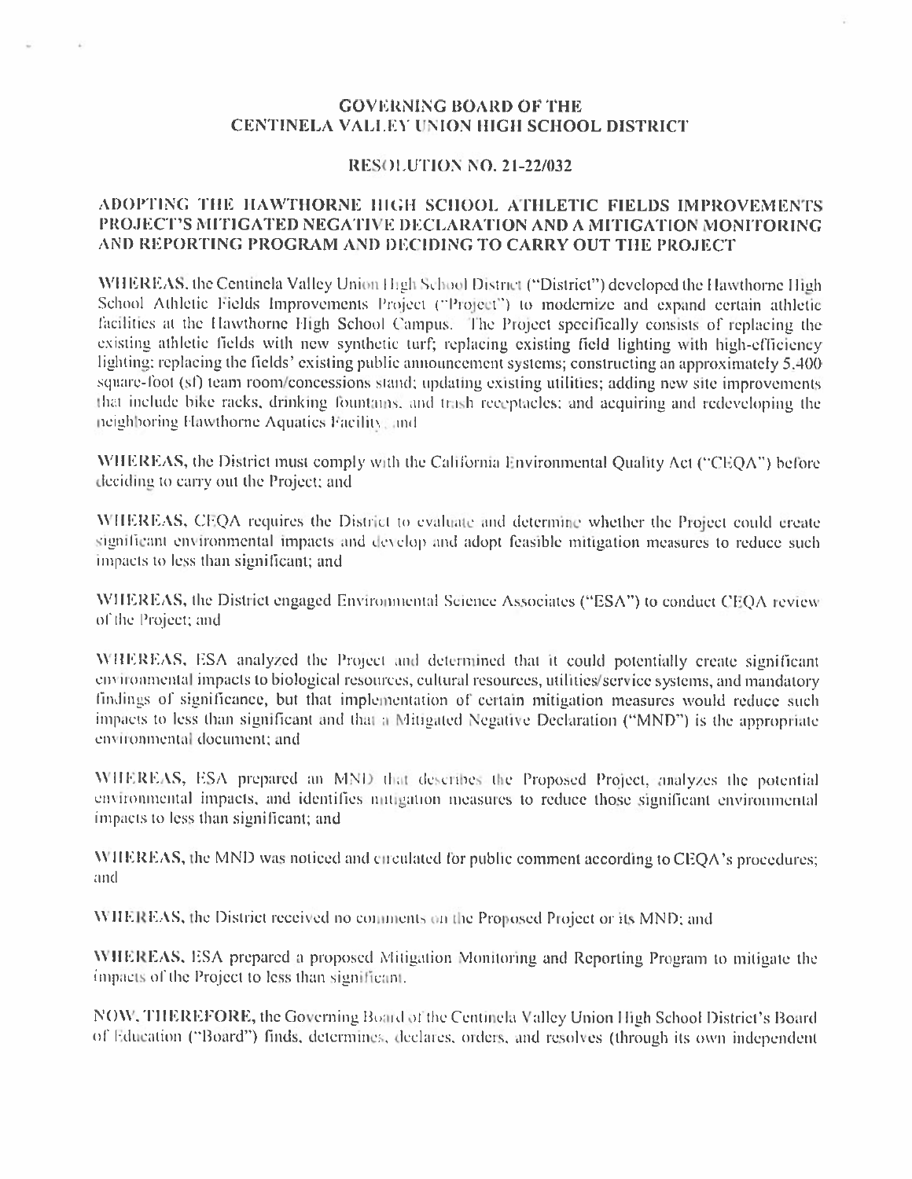# GOVERNING BOARD OF THE CENTINELA VALLEY UNION HIGH SCHOOL DISTRICT

## RESOLUTION NO. 21-22/032

## ADOPTING THE HAWTHORNE HIGH SCHOOL ATHLETIC FIELDS IMPROVEMENTS PROJECT'S MITIGATED NEGATIVE DECLARATION AND A MITIGATION MONITORING AND REPORTING PROGRAM AND DECIDING TO CARRY OUT THE PROJECT

**WHEREAS**, the Centinela Valley Union High School District ("District") developed the Hawthorne High School Athletic Fields Improvements Project ("Project") to modernize and expand certain athletic facilities at the Hawthorne High School Campus. The Project specifically consists of replacing the existing athletic fields with new synthetic turf; replacing existing field lighting with high-efficiency lighting; replacing the fields' existing public announcement systems; constructing an approximately 5,400 square-foot (sf) team room/concessions stand; updating existing utilities; adding new site improvements that include bike racks, drinking fountains, and trash receptacles; and acquiring and redeveloping the neighboring Hawthorne Aquatics Facility; and

**WHEREAS**, the District must comply with the California Environmental Quality Act ("CEQA") before deciding to carry out the Project; and

**WHEREAS**, CEQA requires the District to evaluate and determine whether the Project could create significant environmental impacts and develop and adopt feasible mitigation measures to reduce such impacts to less than significant; and

**WHEREAS**, the District engaged Environmental Science Associates ("ESA") to conduct CEQA review of the Project; and

**WHEREAS**, ESA analyzed the Project and determined that it could potentially create significant environmental impacts to biological resources, cultural resources, utilities/service systems, and mandatory findings of significance, but that implementation of certain mitigation measures would reduce such impacts to less than significant and that a Mitigated Negative Declaration ("MND") is the appropriate environmental document; and

**WHEREAS**, ESA prepared an MND that describes the Proposed Project, analyzes the potential environmental impacts, and identifies mitigation measures to reduce those significant environmental impacts to less than significant; and

**WHEREAS**, the MND was noticed and circulated for public comment according to CEQA's procedures; and

**WHEREAS**, the District received no comments on the Proposed Project or its MND; and

**WHEREAS**, ESA prepared a proposed Mitigation Monitoring and Reporting Program to mitigate the impacts of the Project to less than significant.

**NOW, THEREFORE**, the Governing Board of the Centinela Valley Union High School District's Board of Education ("Board") finds, determines, declares, orders, and resolves (through its own independent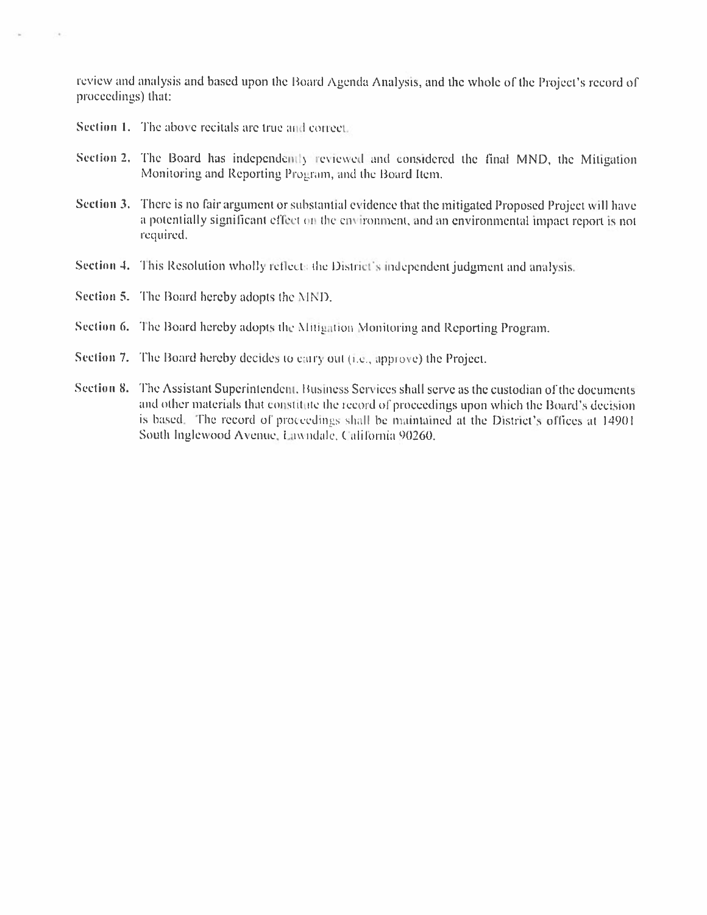review and analysis and based upon the Board Agenda Analysis, and the whole of the Project's record of proceedings) that:

**Section 1.** The above recitals are true and correct.

**Section 2.** The Board has independently reviewed and considered the final MND, the Mitigation Monitoring and Reporting Program, and the Board Item.

**Section 3.** There is no fair argument or substantial evidence that the mitigated Proposed Project will have a potentially significant effect on the environment, and an environmental impact report is not required.

**Section 4.** This Resolution wholly reflects the District's independent judgment and analysis.

**Section 5.** The Board hereby adopts the MND.

**Section 6.** The Board hereby adopts the Mitigation Monitoring and Reporting Program.

**Section 7.** The Board hereby decides to carry out (i.e., approve) the Project.

**Section 8.** The Assistant Superintendent, Business Services shall serve as the custodian of the documents and other materials that constitute the record of proceedings upon which the Board's decision is based. The record of proceedings shall be maintained at the District's offices at 14901 South Inglewood Avenue, Lawndale, California 90260.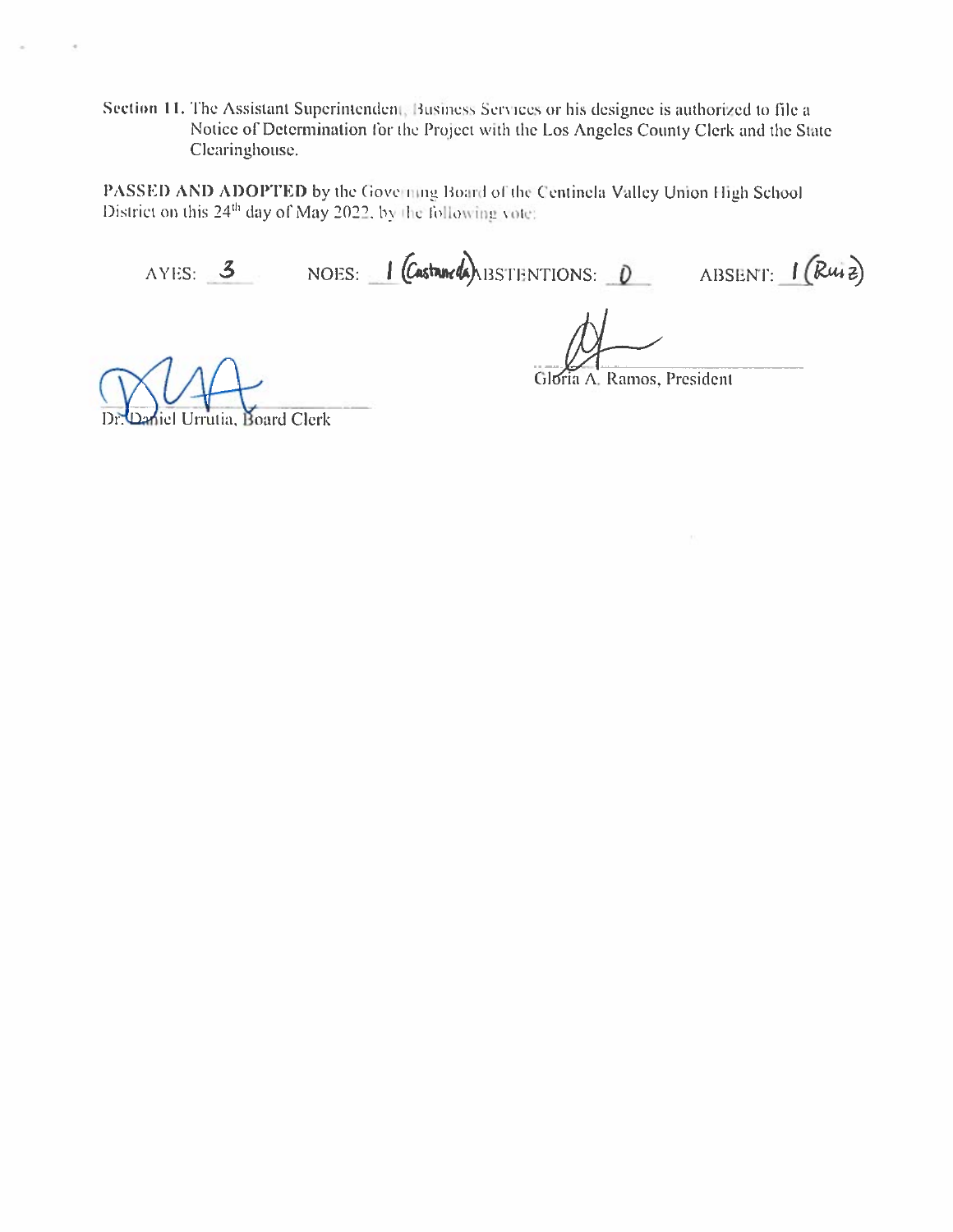**Section 11.** The Assistant Superintendent, Business Services or his designee is authorized to file a Notice of Determination for the Project with the Los Angeles County Clerk and the State Clearinghouse.

**PASSED AND ADOPTED** by the Governing Board of the Centinela Valley Union High School District on this 24th day of May 2022, by the following vote:

AYES: 3 NOES: 1 (Castaneda) ABSTENTIONS: 0 ABSENT: 1 (Ruiz)

Gloria A. Ramos, President

Dr. Daniel Urrutia, Board Clerk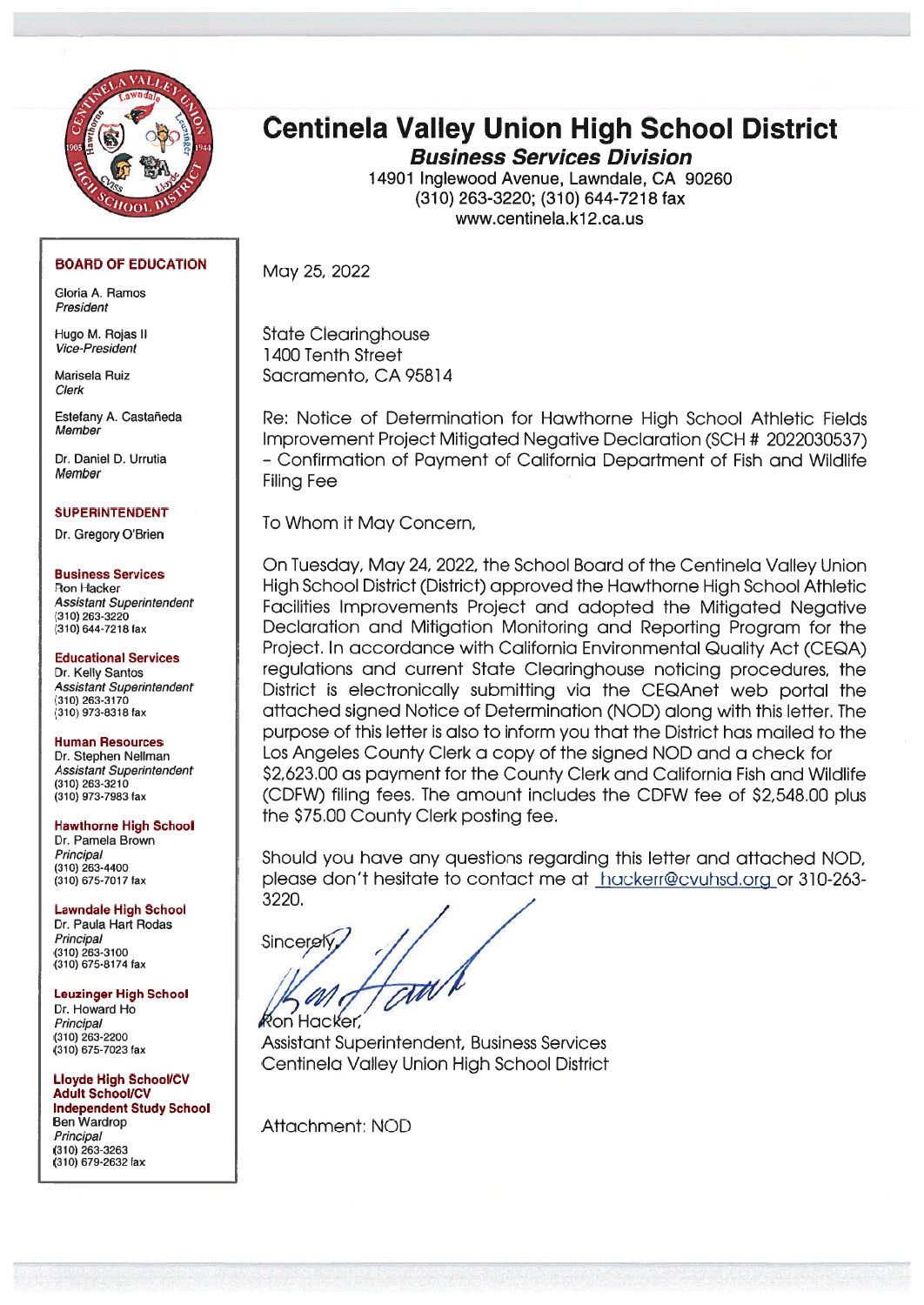# Centinela Valley Union High School District

## *Business Services Division*

14901 Inglewood Avenue, Lawndale, CA 90260
(310) 263-3220; (310) 644-7218 fax
www.centinela.k12.ca.us

**BOARD OF EDUCATION**

Gloria A. Ramos
*President*

Hugo M. Rojas II
*Vice-President*

Marisela Ruiz
*Clerk*

Estefany A. Castañeda
*Member*

Dr. Daniel D. Urrutia
*Member*

**SUPERINTENDENT**
Dr. Gregory O'Brien

**Business Services**
Ron Hacker
*Assistant Superintendent*
(310) 263-3220
(310) 644-7218 fax

**Educational Services**
Dr. Kelly Santos
*Assistant Superintendent*
(310) 263-3170
(310) 973-8318 fax

**Human Resources**
Dr. Stephen Nellman
*Assistant Superintendent*
(310) 263-3210
(310) 973-7983 fax

**Hawthorne High School**
Dr. Pamela Brown
*Principal*
(310) 263-4400
(310) 675-7017 fax

**Lawndale High School**
Dr. Paula Hart Rodas
*Principal*
(310) 263-3100
(310) 675-8174 fax

**Leuzinger High School**
Dr. Howard Ho
*Principal*
(310) 263-2200
(310) 675-7023 fax

**Lloyde High School/CV Adult School/CV Independent Study School**
Ben Wardrop
*Principal*
(310) 263-3263
(310) 679-2632 fax

May 25, 2022

State Clearinghouse
1400 Tenth Street
Sacramento, CA 95814

Re: Notice of Determination for Hawthorne High School Athletic Fields Improvement Project Mitigated Negative Declaration (SCH # 2022030537) - Confirmation of Payment of California Department of Fish and Wildlife Filing Fee

To Whom it May Concern,

On Tuesday, May 24, 2022, the School Board of the Centinela Valley Union High School District (District) approved the Hawthorne High School Athletic Facilities Improvements Project and adopted the Mitigated Negative Declaration and Mitigation Monitoring and Reporting Program for the Project. In accordance with California Environmental Quality Act (CEQA) regulations and current State Clearinghouse noticing procedures, the District is electronically submitting via the CEQAnet web portal the attached signed Notice of Determination (NOD) along with this letter. The purpose of this letter is also to inform you that the District has mailed to the Los Angeles County Clerk a copy of the signed NOD and a check for $2,623.00 as payment for the County Clerk and California Fish and Wildlife (CDFW) filing fees. The amount includes the CDFW fee of $2,548.00 plus the $75.00 County Clerk posting fee.

Should you have any questions regarding this letter and attached NOD, please don't hesitate to contact me at hackerr@cvuhsd.org or 310-263-3220.

Sincerely,

Ron Hacker,
Assistant Superintendent, Business Services
Centinela Valley Union High School District

Attachment: NOD